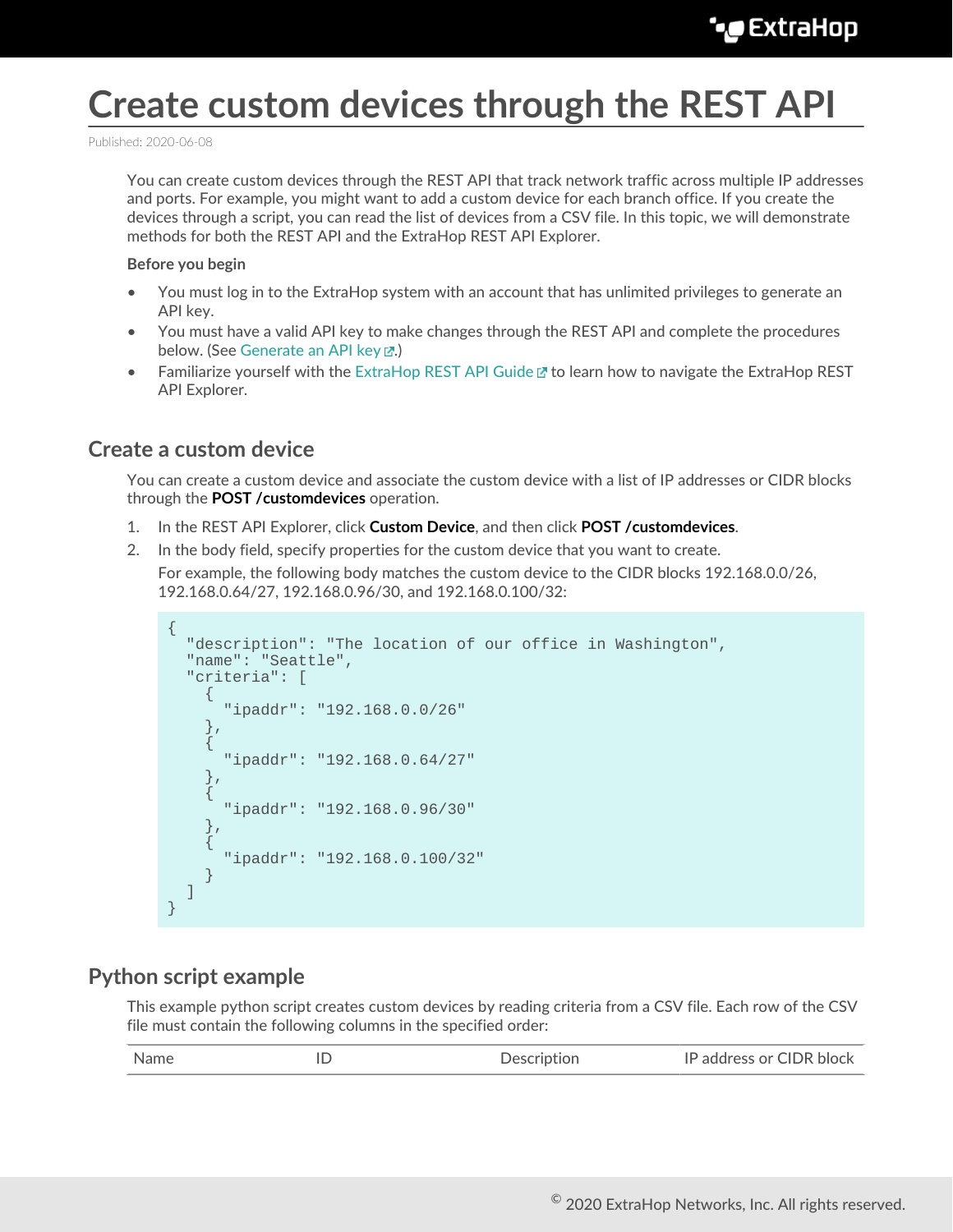# Create custom devices through the REST API

Published: 2020-06-08

You can create custom devices through the REST API that track network traffic across multiple IP addresses and ports. For example, you might want to add a custom device for each branch office. If you create the devices through a script, you can read the list of devices from a CSV file. In this topic, we will demonstrate methods for both the REST API and the ExtraHop REST API Explorer.

**Before you begin**

- You must log in to the ExtraHop system with an account that has unlimited privileges to generate an API key.
- You must have a valid API key to make changes through the REST API and complete the procedures below. (See Generate an API key.)
- Familiarize yourself with the ExtraHop REST API Guide to learn how to navigate the ExtraHop REST API Explorer.

## Create a custom device

You can create a custom device and associate the custom device with a list of IP addresses or CIDR blocks through the **POST /customdevices** operation.

1. In the REST API Explorer, click **Custom Device**, and then click **POST /customdevices**.
2. In the body field, specify properties for the custom device that you want to create.

   For example, the following body matches the custom device to the CIDR blocks 192.168.0.0/26, 192.168.0.64/27, 192.168.0.96/30, and 192.168.0.100/32:

```
{
  "description": "The location of our office in Washington",
  "name": "Seattle",
  "criteria": [
    {
      "ipaddr": "192.168.0.0/26"
    },
    {
      "ipaddr": "192.168.0.64/27"
    },
    {
      "ipaddr": "192.168.0.96/30"
    },
    {
      "ipaddr": "192.168.0.100/32"
    }
  ]
}
```

## Python script example

This example python script creates custom devices by reading criteria from a CSV file. Each row of the CSV file must contain the following columns in the specified order:

| Name | ID | Description | IP address or CIDR block |
| --- | --- | --- | --- |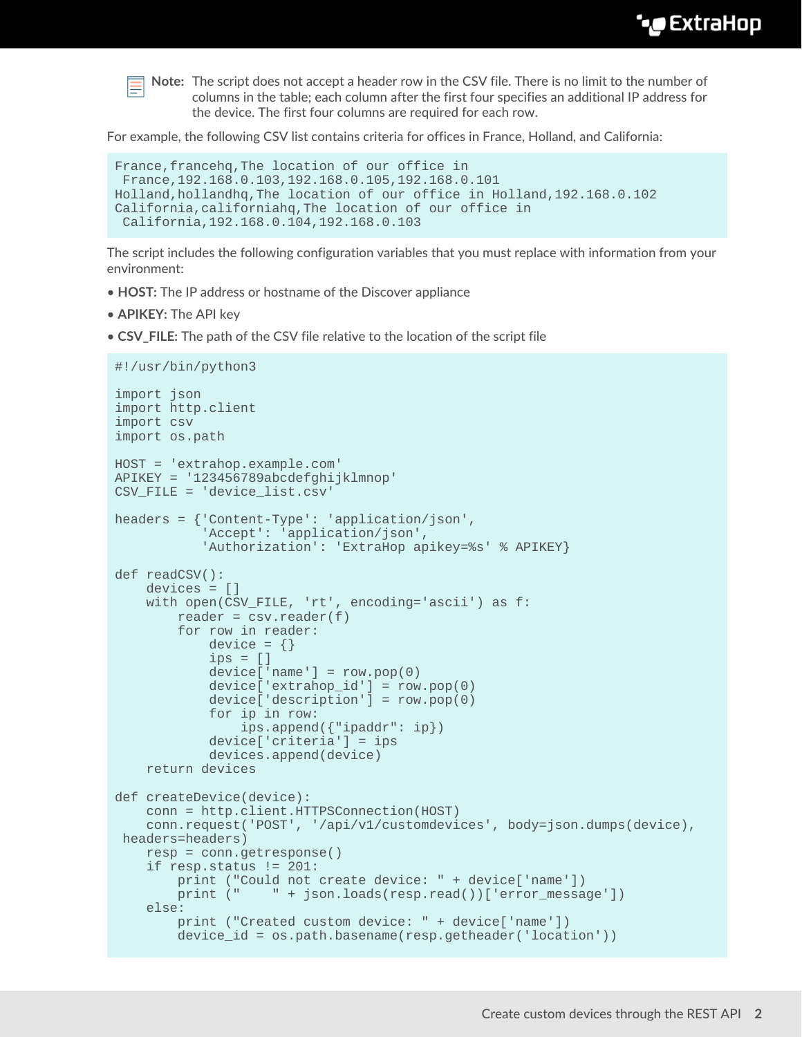**Note:** The script does not accept a header row in the CSV file. There is no limit to the number of columns in the table; each column after the first four specifies an additional IP address for the device. The first four columns are required for each row.

For example, the following CSV list contains criteria for offices in France, Holland, and California:

```
France,francehq,The location of our office in
 France,192.168.0.103,192.168.0.105,192.168.0.101
Holland,hollandhq,The location of our office in Holland,192.168.0.102
California,californiahq,The location of our office in
 California,192.168.0.104,192.168.0.103
```

The script includes the following configuration variables that you must replace with information from your environment:

- **HOST:** The IP address or hostname of the Discover appliance
- **APIKEY:** The API key
- **CSV_FILE:** The path of the CSV file relative to the location of the script file

```
#!/usr/bin/python3

import json
import http.client
import csv
import os.path

HOST = 'extrahop.example.com'
APIKEY = '123456789abcdefghijklmnop'
CSV_FILE = 'device_list.csv'

headers = {'Content-Type': 'application/json',
           'Accept': 'application/json',
           'Authorization': 'ExtraHop apikey=%s' % APIKEY}

def readCSV():
    devices = []
    with open(CSV_FILE, 'rt', encoding='ascii') as f:
        reader = csv.reader(f)
        for row in reader:
            device = {}
            ips = []
            device['name'] = row.pop(0)
            device['extrahop_id'] = row.pop(0)
            device['description'] = row.pop(0)
            for ip in row:
                ips.append({"ipaddr": ip})
            device['criteria'] = ips
            devices.append(device)
    return devices

def createDevice(device):
    conn = http.client.HTTPSConnection(HOST)
    conn.request('POST', '/api/v1/customdevices', body=json.dumps(device),
 headers=headers)
    resp = conn.getresponse()
    if resp.status != 201:
        print ("Could not create device: " + device['name'])
        print ("    " + json.loads(resp.read())['error_message'])
    else:
        print ("Created custom device: " + device['name'])
        device_id = os.path.basename(resp.getheader('location'))
```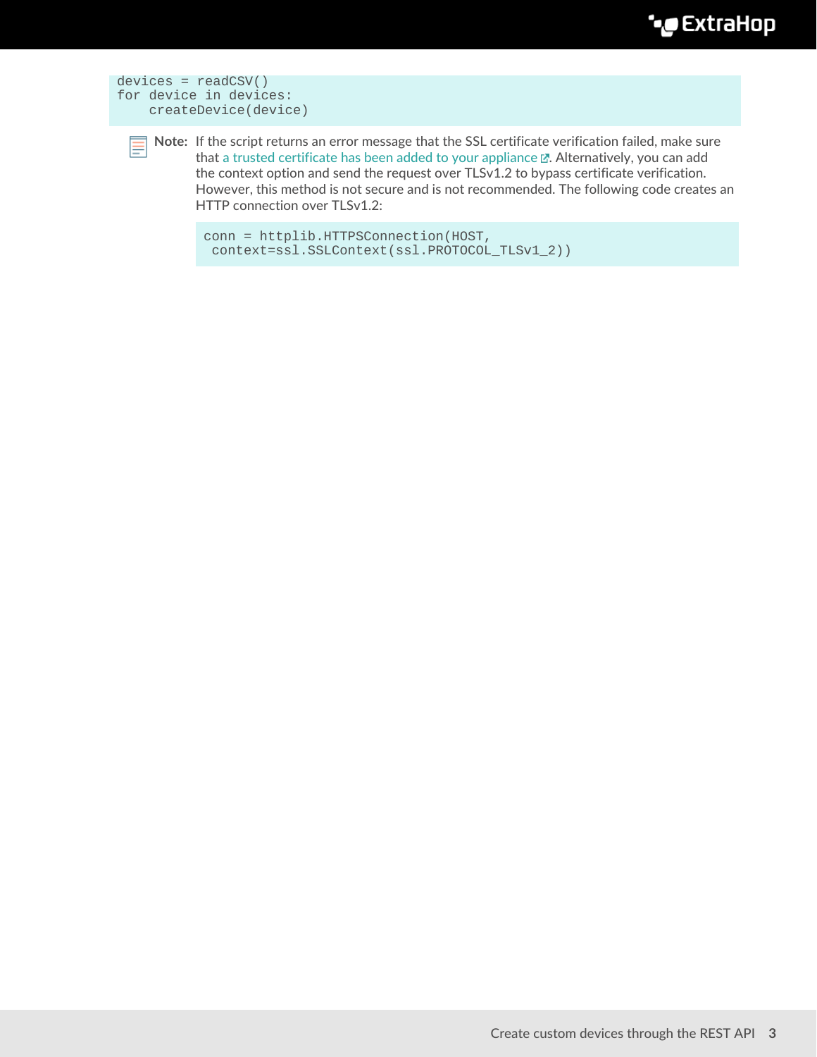```
devices = readCSV()
for device in devices:
    createDevice(device)
```

**Note:** If the script returns an error message that the SSL certificate verification failed, make sure that a trusted certificate has been added to your appliance. Alternatively, you can add the context option and send the request over TLSv1.2 to bypass certificate verification. However, this method is not secure and is not recommended. The following code creates an HTTP connection over TLSv1.2:

```
conn = httplib.HTTPSConnection(HOST,
 context=ssl.SSLContext(ssl.PROTOCOL_TLSv1_2))
```